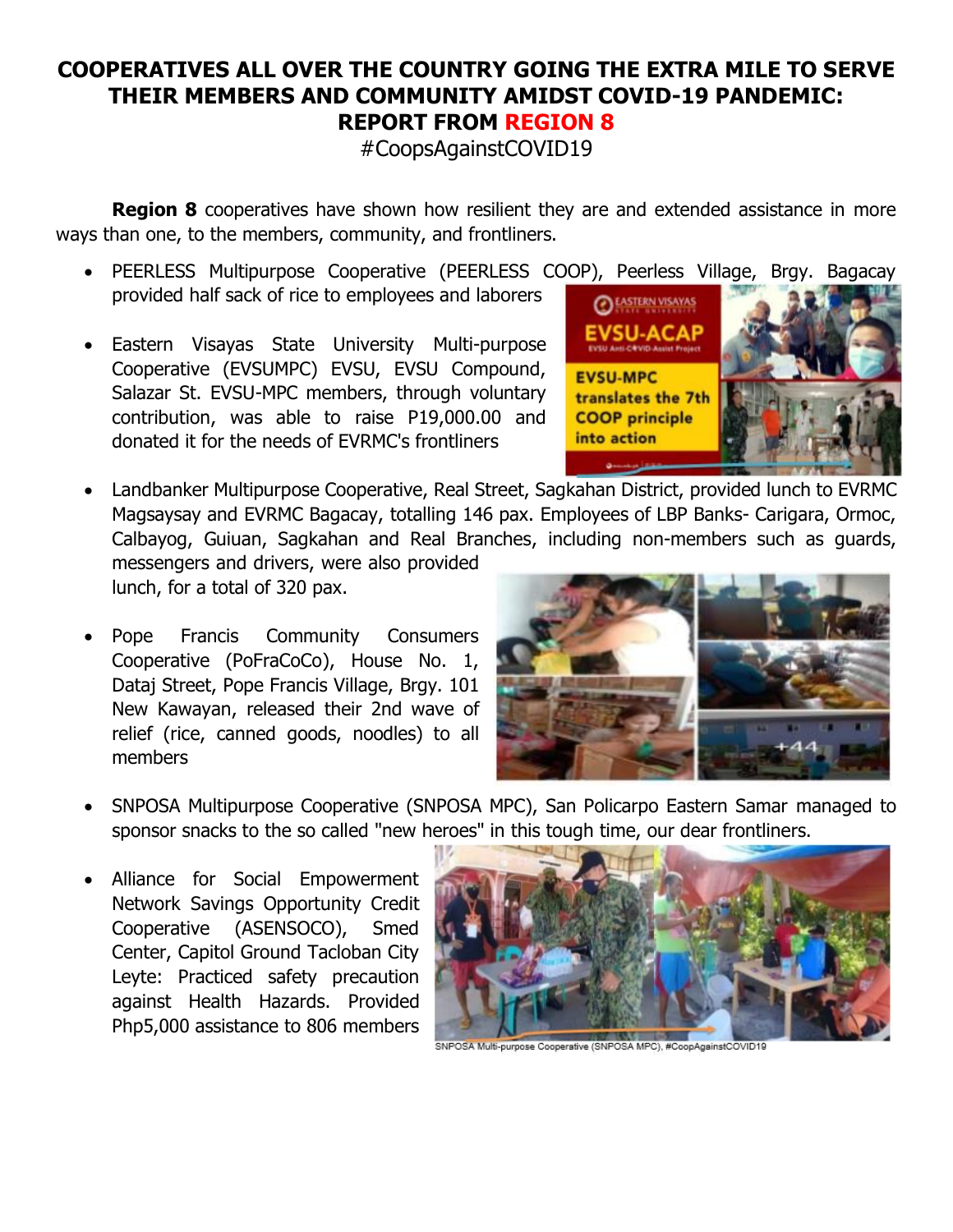# COOPERATIVES ALL OVER THE COUNTRY GOING THE EXTRA MILE TO SERVE THEIR MEMBERS AND COMMUNITY AMIDST COVID-19 PANDEMIC: REPORT FROM REGION 8

#CoopsAgainstCOVID19

**Region 8** cooperatives have shown how resilient they are and extended assistance in more ways than one, to the members, community, and frontliners.

- PEERLESS Multipurpose Cooperative (PEERLESS COOP), Peerless Village, Brgy. Bagacay provided half sack of rice to employees and laborers
- Eastern Visayas State University Multi-purpose Cooperative (EVSUMPC) EVSU, EVSU Compound, Salazar St. EVSU-MPC members, through voluntary contribution, was able to raise P19,000.00 and donated it for the needs of EVRMC's frontliners
- Landbanker Multipurpose Cooperative, Real Street, Sagkahan District, provided lunch to EVRMC Magsaysay and EVRMC Bagacay, totalling 146 pax. Employees of LBP Banks- Carigara, Ormoc, Calbayog, Guiuan, Sagkahan and Real Branches, including non-members such as guards, messengers and drivers, were also provided lunch, for a total of 320 pax.
- Pope Francis Community Consumers Cooperative (PoFraCoCo), House No. 1, Dataj Street, Pope Francis Village, Brgy. 101 New Kawayan, released their 2nd wave of relief (rice, canned goods, noodles) to all members
- SNPOSA Multipurpose Cooperative (SNPOSA MPC), San Policarpo Eastern Samar managed to sponsor snacks to the so called "new heroes" in this tough time, our dear frontliners.
- Alliance for Social Empowerment Network Savings Opportunity Credit Cooperative (ASENSOCO), Smed Center, Capitol Ground Tacloban City Leyte: Practiced safety precaution against Health Hazards. Provided Php5,000 assistance to 806 members

SNPOSA Multi-purpose Cooperative (SNPOSA MPC), #CoopAgainstCOVID19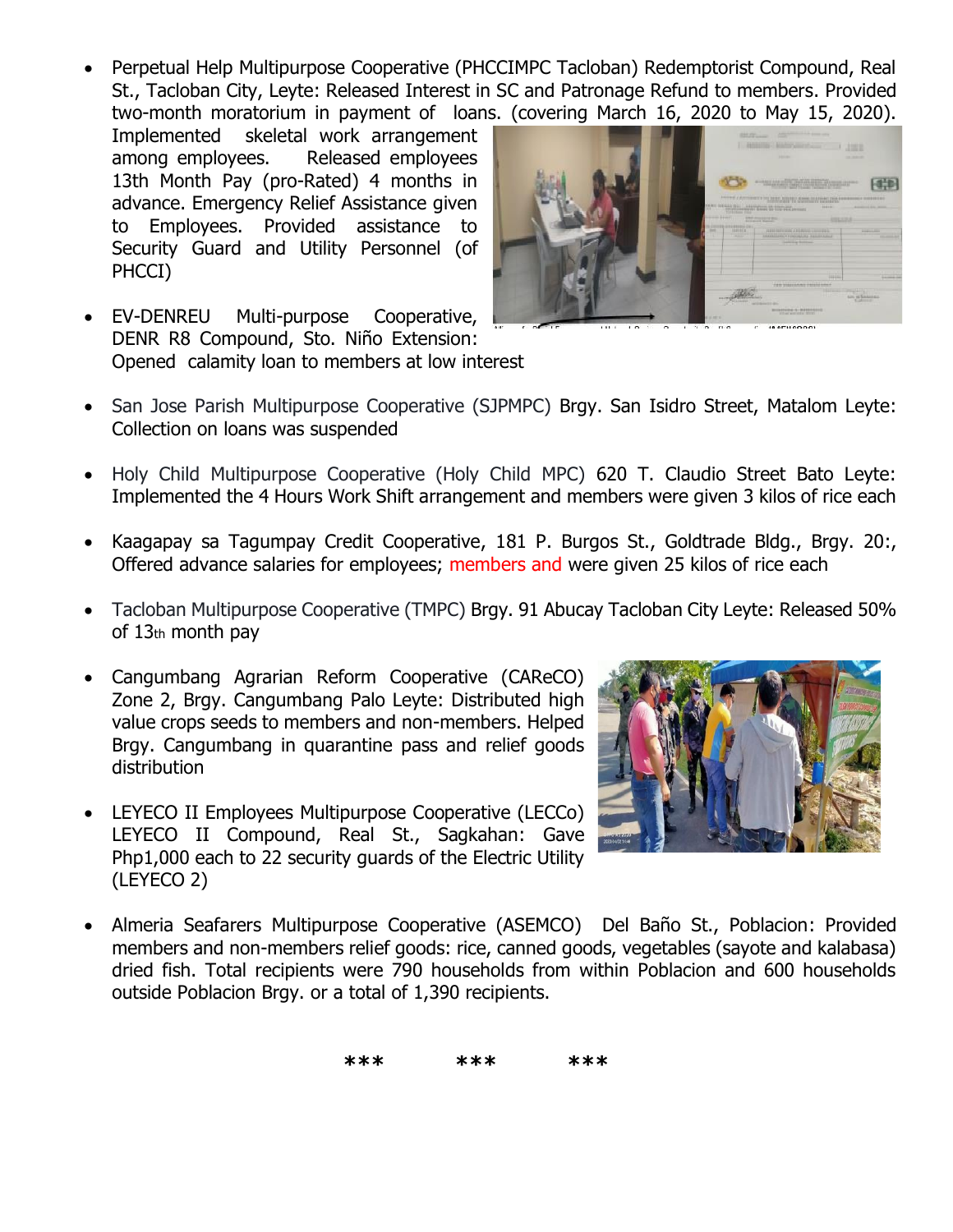- Perpetual Help Multipurpose Cooperative (PHCCIMPC Tacloban) Redemptorist Compound, Real St., Tacloban City, Leyte: Released Interest in SC and Patronage Refund to members. Provided two-month moratorium in payment of loans. (covering March 16, 2020 to May 15, 2020). Implemented skeletal work arrangement among employees. Released employees 13th Month Pay (pro-Rated) 4 months in advance. Emergency Relief Assistance given to Employees. Provided assistance to Security Guard and Utility Personnel (of PHCCI)

- EV-DENREU Multi-purpose Cooperative, DENR R8 Compound, Sto. Niño Extension: Opened calamity loan to members at low interest

- San Jose Parish Multipurpose Cooperative (SJPMPC) Brgy. San Isidro Street, Matalom Leyte: Collection on loans was suspended

- Holy Child Multipurpose Cooperative (Holy Child MPC) 620 T. Claudio Street Bato Leyte: Implemented the 4 Hours Work Shift arrangement and members were given 3 kilos of rice each

- Kaagapay sa Tagumpay Credit Cooperative, 181 P. Burgos St., Goldtrade Bldg., Brgy. 20:, Offered advance salaries for employees; members and were given 25 kilos of rice each

- Tacloban Multipurpose Cooperative (TMPC) Brgy. 91 Abucay Tacloban City Leyte: Released 50% of 13th month pay

- Cangumbang Agrarian Reform Cooperative (CAReCO) Zone 2, Brgy. Cangumbang Palo Leyte: Distributed high value crops seeds to members and non-members. Helped Brgy. Cangumbang in quarantine pass and relief goods distribution

- LEYECO II Employees Multipurpose Cooperative (LECCo) LEYECO II Compound, Real St., Sagkahan: Gave Php1,000 each to 22 security guards of the Electric Utility (LEYECO 2)

- Almeria Seafarers Multipurpose Cooperative (ASEMCO) Del Baño St., Poblacion: Provided members and non-members relief goods: rice, canned goods, vegetables (sayote and kalabasa) dried fish. Total recipients were 790 households from within Poblacion and 600 households outside Poblacion Brgy. or a total of 1,390 recipients.

*** *** ***